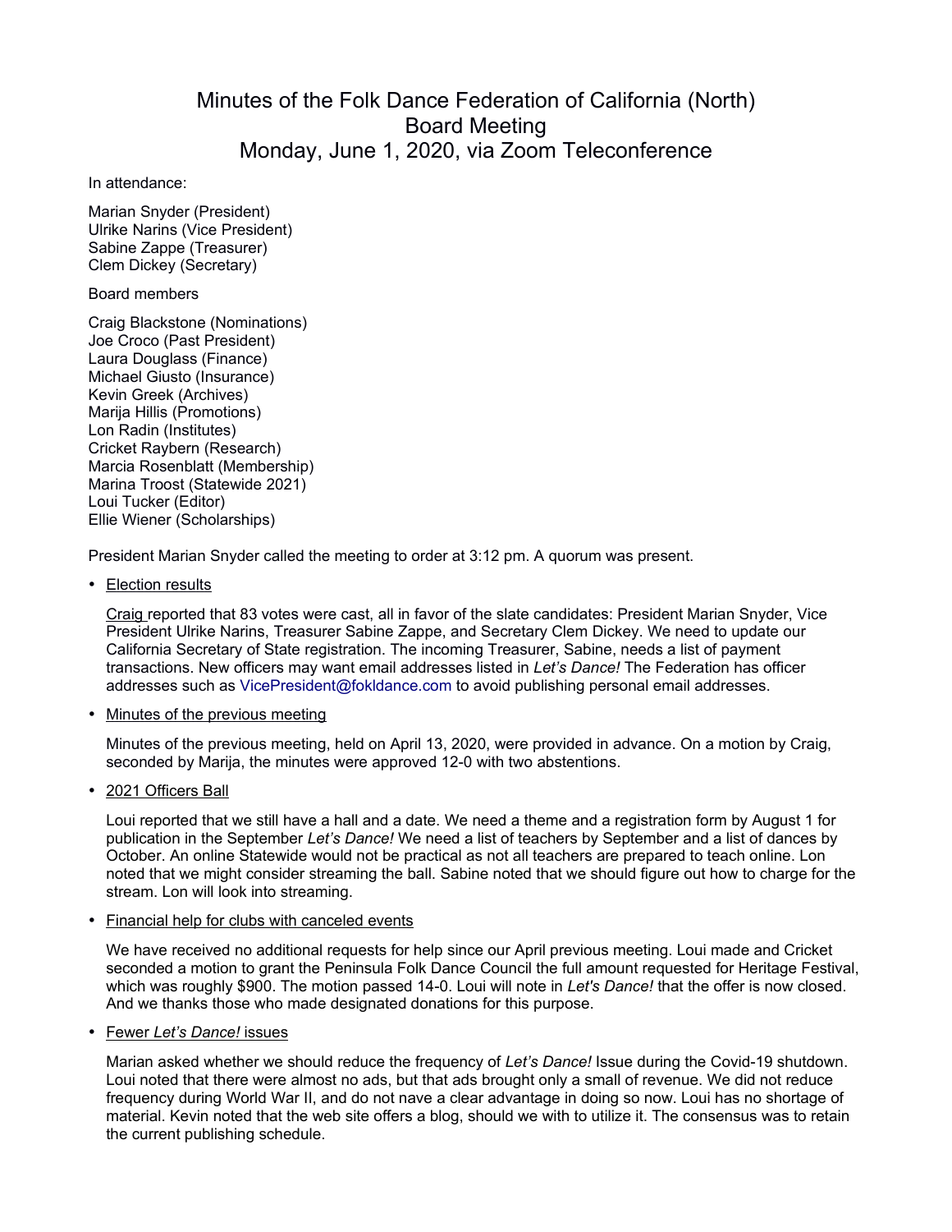# Minutes of the Folk Dance Federation of California (North) Board Meeting Monday, June 1, 2020, via Zoom Teleconference

In attendance:

Marian Snyder (President)
Ulrike Narins (Vice President)
Sabine Zappe (Treasurer)
Clem Dickey (Secretary)

Board members

Craig Blackstone (Nominations)
Joe Croco (Past President)
Laura Douglass (Finance)
Michael Giusto (Insurance)
Kevin Greek (Archives)
Marija Hillis (Promotions)
Lon Radin (Institutes)
Cricket Raybern (Research)
Marcia Rosenblatt (Membership)
Marina Troost (Statewide 2021)
Loui Tucker (Editor)
Ellie Wiener (Scholarships)

President Marian Snyder called the meeting to order at 3:12 pm. A quorum was present.

- Election results

  Craig reported that 83 votes were cast, all in favor of the slate candidates: President Marian Snyder, Vice President Ulrike Narins, Treasurer Sabine Zappe, and Secretary Clem Dickey. We need to update our California Secretary of State registration. The incoming Treasurer, Sabine, needs a list of payment transactions. New officers may want email addresses listed in *Let's Dance!* The Federation has officer addresses such as VicePresident@fokldance.com to avoid publishing personal email addresses.

- Minutes of the previous meeting

  Minutes of the previous meeting, held on April 13, 2020, were provided in advance. On a motion by Craig, seconded by Marija, the minutes were approved 12-0 with two abstentions.

- 2021 Officers Ball

  Loui reported that we still have a hall and a date. We need a theme and a registration form by August 1 for publication in the September *Let's Dance!* We need a list of teachers by September and a list of dances by October. An online Statewide would not be practical as not all teachers are prepared to teach online. Lon noted that we might consider streaming the ball. Sabine noted that we should figure out how to charge for the stream. Lon will look into streaming.

- Financial help for clubs with canceled events

  We have received no additional requests for help since our April previous meeting. Loui made and Cricket seconded a motion to grant the Peninsula Folk Dance Council the full amount requested for Heritage Festival, which was roughly $900. The motion passed 14-0. Loui will note in *Let's Dance!* that the offer is now closed. And we thanks those who made designated donations for this purpose.

- Fewer *Let's Dance!* issues

  Marian asked whether we should reduce the frequency of *Let's Dance!* Issue during the Covid-19 shutdown. Loui noted that there were almost no ads, but that ads brought only a small of revenue. We did not reduce frequency during World War II, and do not nave a clear advantage in doing so now. Loui has no shortage of material. Kevin noted that the web site offers a blog, should we with to utilize it. The consensus was to retain the current publishing schedule.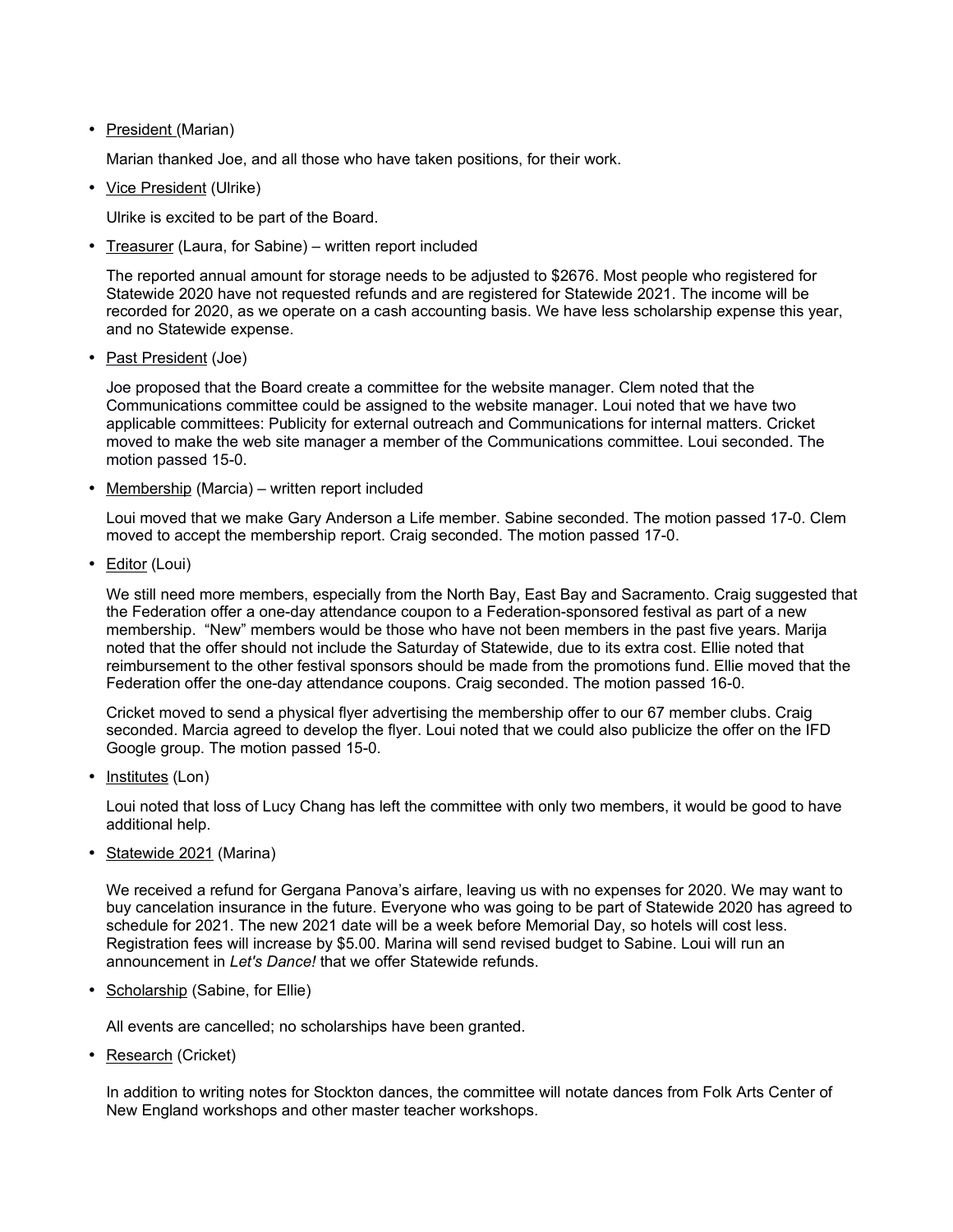- President (Marian)

  Marian thanked Joe, and all those who have taken positions, for their work.

- Vice President (Ulrike)

  Ulrike is excited to be part of the Board.

- Treasurer (Laura, for Sabine) – written report included

  The reported annual amount for storage needs to be adjusted to $2676. Most people who registered for Statewide 2020 have not requested refunds and are registered for Statewide 2021. The income will be recorded for 2020, as we operate on a cash accounting basis. We have less scholarship expense this year, and no Statewide expense.

- Past President (Joe)

  Joe proposed that the Board create a committee for the website manager. Clem noted that the Communications committee could be assigned to the website manager. Loui noted that we have two applicable committees: Publicity for external outreach and Communications for internal matters. Cricket moved to make the web site manager a member of the Communications committee. Loui seconded. The motion passed 15-0.

- Membership (Marcia) – written report included

  Loui moved that we make Gary Anderson a Life member. Sabine seconded. The motion passed 17-0. Clem moved to accept the membership report. Craig seconded. The motion passed 17-0.

- Editor (Loui)

  We still need more members, especially from the North Bay, East Bay and Sacramento. Craig suggested that the Federation offer a one-day attendance coupon to a Federation-sponsored festival as part of a new membership. "New" members would be those who have not been members in the past five years. Marija noted that the offer should not include the Saturday of Statewide, due to its extra cost. Ellie noted that reimbursement to the other festival sponsors should be made from the promotions fund. Ellie moved that the Federation offer the one-day attendance coupons. Craig seconded. The motion passed 16-0.

  Cricket moved to send a physical flyer advertising the membership offer to our 67 member clubs. Craig seconded. Marcia agreed to develop the flyer. Loui noted that we could also publicize the offer on the IFD Google group. The motion passed 15-0.

- Institutes (Lon)

  Loui noted that loss of Lucy Chang has left the committee with only two members, it would be good to have additional help.

- Statewide 2021 (Marina)

  We received a refund for Gergana Panova's airfare, leaving us with no expenses for 2020. We may want to buy cancelation insurance in the future. Everyone who was going to be part of Statewide 2020 has agreed to schedule for 2021. The new 2021 date will be a week before Memorial Day, so hotels will cost less. Registration fees will increase by $5.00. Marina will send revised budget to Sabine. Loui will run an announcement in *Let's Dance!* that we offer Statewide refunds.

- Scholarship (Sabine, for Ellie)

  All events are cancelled; no scholarships have been granted.

- Research (Cricket)

  In addition to writing notes for Stockton dances, the committee will notate dances from Folk Arts Center of New England workshops and other master teacher workshops.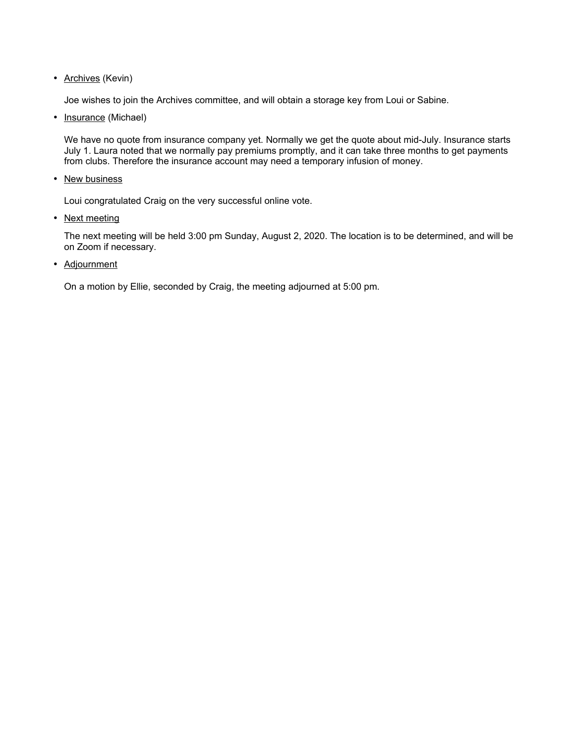- <u>Archives</u> (Kevin)

  Joe wishes to join the Archives committee, and will obtain a storage key from Loui or Sabine.

- <u>Insurance</u> (Michael)

  We have no quote from insurance company yet. Normally we get the quote about mid-July. Insurance starts July 1. Laura noted that we normally pay premiums promptly, and it can take three months to get payments from clubs. Therefore the insurance account may need a temporary infusion of money.

- <u>New business</u>

  Loui congratulated Craig on the very successful online vote.

- <u>Next meeting</u>

  The next meeting will be held 3:00 pm Sunday, August 2, 2020. The location is to be determined, and will be on Zoom if necessary.

- <u>Adjournment</u>

  On a motion by Ellie, seconded by Craig, the meeting adjourned at 5:00 pm.